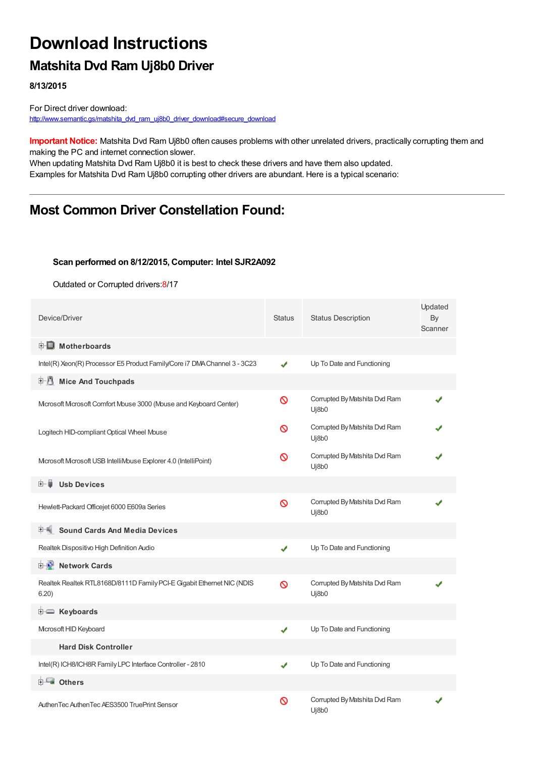# Download Instructions

## Matshita Dvd Ram Uj8b0 Driver

**8/13/2015**

For Direct driver download:
http://www.semantic.gs/matshita_dvd_ram_uj8b0_driver_download#secure_download

**Important Notice:** Matshita Dvd Ram Uj8b0 often causes problems with other unrelated drivers, practically corrupting them and making the PC and internet connection slower.
When updating Matshita Dvd Ram Uj8b0 it is best to check these drivers and have them also updated.
Examples for Matshita Dvd Ram Uj8b0 corrupting other drivers are abundant. Here is a typical scenario:

---

## Most Common Driver Constellation Found:

**Scan performed on 8/12/2015, Computer: Intel SJR2A092**

Outdated or Corrupted drivers:8/17

| Device/Driver | Status | Status Description | Updated By Scanner |
|---|---|---|---|
| **Motherboards** | | | |
| Intel(R) Xeon(R) Processor E5 Product Family/Core i7 DMA Channel 3 - 3C23 | ✔ | Up To Date and Functioning | |
| **Mice And Touchpads** | | | |
| Microsoft Microsoft Comfort Mouse 3000 (Mouse and Keyboard Center) | 🚫 | Corrupted By Matshita Dvd Ram Uj8b0 | ✔ |
| Logitech HID-compliant Optical Wheel Mouse | 🚫 | Corrupted By Matshita Dvd Ram Uj8b0 | ✔ |
| Microsoft Microsoft USB IntelliMouse Explorer 4.0 (IntelliPoint) | 🚫 | Corrupted By Matshita Dvd Ram Uj8b0 | ✔ |
| **Usb Devices** | | | |
| Hewlett-Packard Officejet 6000 E609a Series | 🚫 | Corrupted By Matshita Dvd Ram Uj8b0 | ✔ |
| **Sound Cards And Media Devices** | | | |
| Realtek Dispositivo High Definition Audio | ✔ | Up To Date and Functioning | |
| **Network Cards** | | | |
| Realtek Realtek RTL8168D/8111D Family PCI-E Gigabit Ethernet NIC (NDIS 6.20) | 🚫 | Corrupted By Matshita Dvd Ram Uj8b0 | ✔ |
| **Keyboards** | | | |
| Microsoft HID Keyboard | ✔ | Up To Date and Functioning | |
| **Hard Disk Controller** | | | |
| Intel(R) ICH8/ICH8R Family LPC Interface Controller - 2810 | ✔ | Up To Date and Functioning | |
| **Others** | | | |
| AuthenTec AuthenTec AES3500 TruePrint Sensor | 🚫 | Corrupted By Matshita Dvd Ram Uj8b0 | ✔ |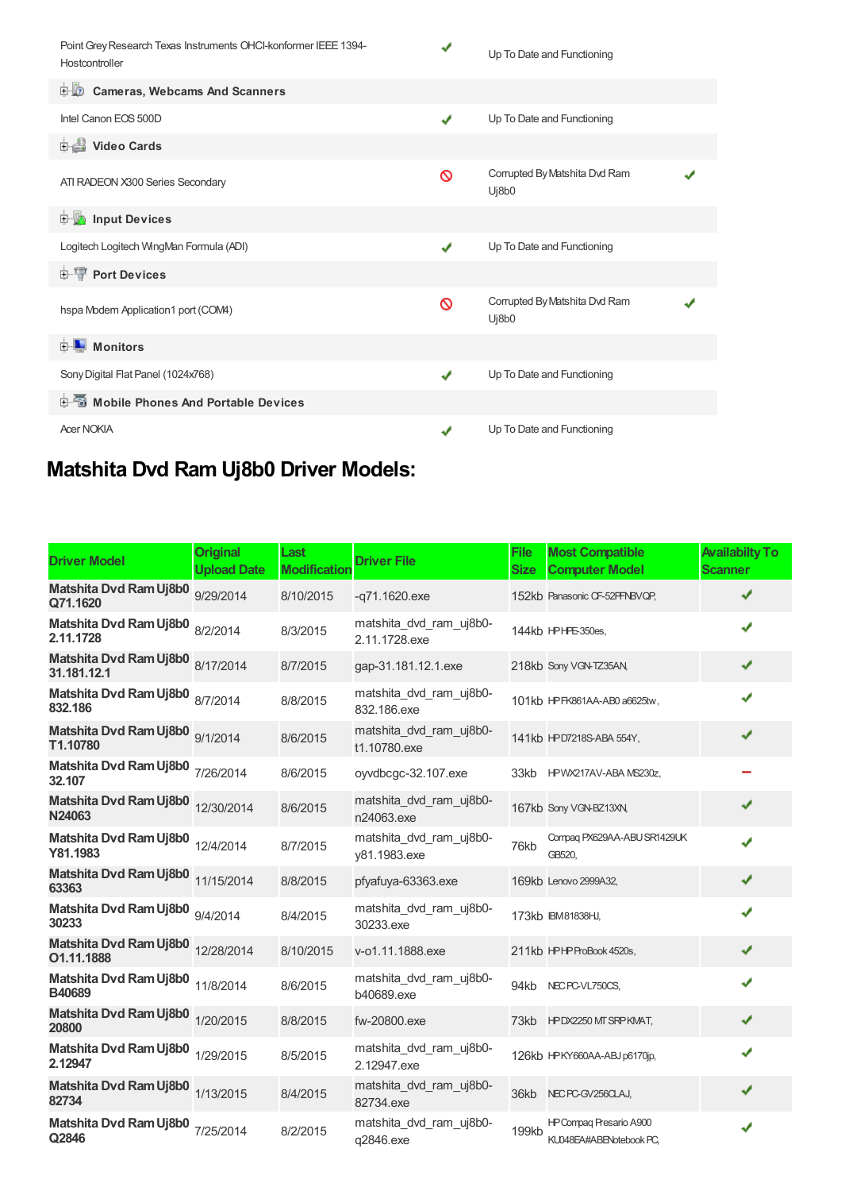| | | | |
|---|---|---|---|
| Point Grey Research Texas Instruments OHCI-konformer IEEE 1394-Hostcontroller | ✔ | Up To Date and Functioning | |
| **Cameras, Webcams And Scanners** | | | |
| Intel Canon EOS 500D | ✔ | Up To Date and Functioning | |
| **Video Cards** | | | |
| ATI RADEON X300 Series Secondary | 🚫 | Corrupted By Matshita Dvd Ram Uj8b0 | ✔ |
| **Input Devices** | | | |
| Logitech Logitech WingMan Formula (ADI) | ✔ | Up To Date and Functioning | |
| **Port Devices** | | | |
| hspa Modem Application1 port (COM4) | 🚫 | Corrupted By Matshita Dvd Ram Uj8b0 | ✔ |
| **Monitors** | | | |
| Sony Digital Flat Panel (1024x768) | ✔ | Up To Date and Functioning | |
| **Mobile Phones And Portable Devices** | | | |
| Acer NOKIA | ✔ | Up To Date and Functioning | |

## Matshita Dvd Ram Uj8b0 Driver Models:

| Driver Model | Original Upload Date | Last Modification | Driver File | File Size | Most Compatible Computer Model | Availabilty To Scanner |
|---|---|---|---|---|---|---|
| **Matshita Dvd Ram Uj8b0 Q71.1620** | 9/29/2014 | 8/10/2015 | -q71.1620.exe | 152kb | Panasonic CF-52PFNBVQP, | ✔ |
| **Matshita Dvd Ram Uj8b0 2.11.1728** | 8/2/2014 | 8/3/2015 | matshita_dvd_ram_uj8b0-2.11.1728.exe | 144kb | HP HPE-350es, | ✔ |
| **Matshita Dvd Ram Uj8b0 31.181.12.1** | 8/17/2014 | 8/7/2015 | gap-31.181.12.1.exe | 218kb | Sony VGN-TZ35AN, | ✔ |
| **Matshita Dvd Ram Uj8b0 832.186** | 8/7/2014 | 8/8/2015 | matshita_dvd_ram_uj8b0-832.186.exe | 101kb | HP FK861AA-AB0 a6625tw, | ✔ |
| **Matshita Dvd Ram Uj8b0 T1.10780** | 9/1/2014 | 8/6/2015 | matshita_dvd_ram_uj8b0-t1.10780.exe | 141kb | HP D7218S-ABA 554Y, | ✔ |
| **Matshita Dvd Ram Uj8b0 32.107** | 7/26/2014 | 8/6/2015 | oyvdbcgc-32.107.exe | 33kb | HP WX217AV-ABA MS230z, | – |
| **Matshita Dvd Ram Uj8b0 N24063** | 12/30/2014 | 8/6/2015 | matshita_dvd_ram_uj8b0-n24063.exe | 167kb | Sony VGN-BZ13XN, | ✔ |
| **Matshita Dvd Ram Uj8b0 Y81.1983** | 12/4/2014 | 8/7/2015 | matshita_dvd_ram_uj8b0-y81.1983.exe | 76kb | Compaq PX629AA-ABU SR1429UK GB520, | ✔ |
| **Matshita Dvd Ram Uj8b0 63363** | 11/15/2014 | 8/8/2015 | pfyafuya-63363.exe | 169kb | Lenovo 2999A32, | ✔ |
| **Matshita Dvd Ram Uj8b0 30233** | 9/4/2014 | 8/4/2015 | matshita_dvd_ram_uj8b0-30233.exe | 173kb | IBM 81838HJ, | ✔ |
| **Matshita Dvd Ram Uj8b0 O1.11.1888** | 12/28/2014 | 8/10/2015 | v-o1.11.1888.exe | 211kb | HP HP ProBook 4520s, | ✔ |
| **Matshita Dvd Ram Uj8b0 B40689** | 11/8/2014 | 8/6/2015 | matshita_dvd_ram_uj8b0-b40689.exe | 94kb | NEC PC-VL750CS, | ✔ |
| **Matshita Dvd Ram Uj8b0 20800** | 1/20/2015 | 8/8/2015 | fw-20800.exe | 73kb | HP DX2250 MT SRP KMAT, | ✔ |
| **Matshita Dvd Ram Uj8b0 2.12947** | 1/29/2015 | 8/5/2015 | matshita_dvd_ram_uj8b0-2.12947.exe | 126kb | HP KY660AA-ABJ p6170jp, | ✔ |
| **Matshita Dvd Ram Uj8b0 82734** | 1/13/2015 | 8/4/2015 | matshita_dvd_ram_uj8b0-82734.exe | 36kb | NEC PC-GV256CLAJ, | ✔ |
| **Matshita Dvd Ram Uj8b0 Q2846** | 7/25/2014 | 8/2/2015 | matshita_dvd_ram_uj8b0-q2846.exe | 199kb | HP Compaq Presario A900 KU048EA#ABENotebook PC, | ✔ |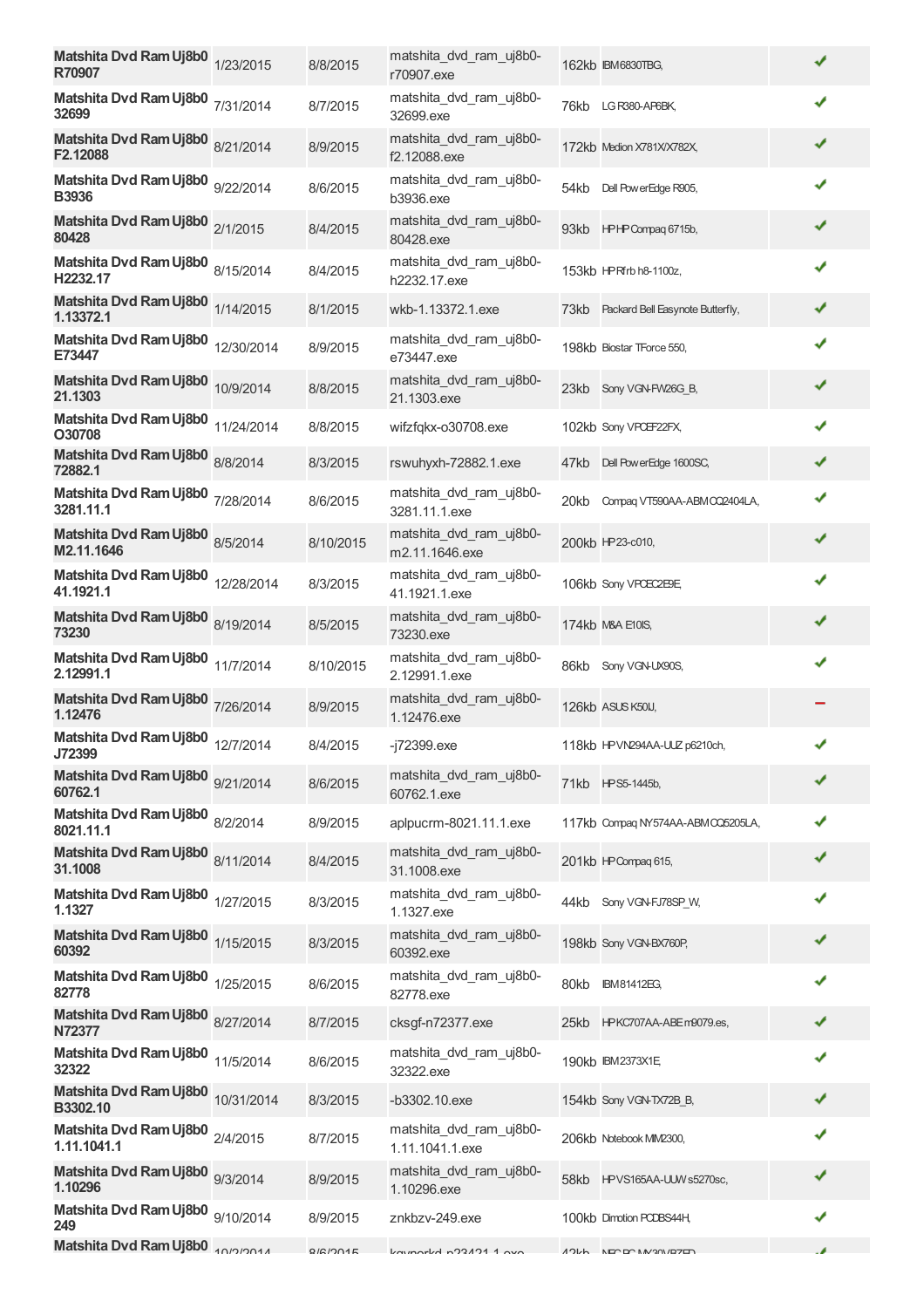| | | | | | |
|---|---|---|---|---|---|
| **Matshita Dvd Ram Uj8b0 R70907** | 1/23/2015 | 8/8/2015 | matshita_dvd_ram_uj8b0-r70907.exe | 162kb | IBM6830TBG, | ✔ |
| **Matshita Dvd Ram Uj8b0 32699** | 7/31/2014 | 8/7/2015 | matshita_dvd_ram_uj8b0-32699.exe | 76kb | LG R380-AP6BK, | ✔ |
| **Matshita Dvd Ram Uj8b0 F2.12088** | 8/21/2014 | 8/9/2015 | matshita_dvd_ram_uj8b0-f2.12088.exe | 172kb | Medion X781X/X782X, | ✔ |
| **Matshita Dvd Ram Uj8b0 B3936** | 9/22/2014 | 8/6/2015 | matshita_dvd_ram_uj8b0-b3936.exe | 54kb | Dell PowerEdge R905, | ✔ |
| **Matshita Dvd Ram Uj8b0 80428** | 2/1/2015 | 8/4/2015 | matshita_dvd_ram_uj8b0-80428.exe | 93kb | HP HP Compaq 6715b, | ✔ |
| **Matshita Dvd Ram Uj8b0 H2232.17** | 8/15/2014 | 8/4/2015 | matshita_dvd_ram_uj8b0-h2232.17.exe | 153kb | HP Rfrb h8-1100z, | ✔ |
| **Matshita Dvd Ram Uj8b0 1.13372.1** | 1/14/2015 | 8/1/2015 | wkb-1.13372.1.exe | 73kb | Packard Bell Easynote Butterfly, | ✔ |
| **Matshita Dvd Ram Uj8b0 E73447** | 12/30/2014 | 8/9/2015 | matshita_dvd_ram_uj8b0-e73447.exe | 198kb | Biostar TForce 550, | ✔ |
| **Matshita Dvd Ram Uj8b0 21.1303** | 10/9/2014 | 8/8/2015 | matshita_dvd_ram_uj8b0-21.1303.exe | 23kb | Sony VGN-FW26G_B, | ✔ |
| **Matshita Dvd Ram Uj8b0 O30708** | 11/24/2014 | 8/8/2015 | wifzfqkx-o30708.exe | 102kb | Sony VPCEF22FX, | ✔ |
| **Matshita Dvd Ram Uj8b0 72882.1** | 8/8/2014 | 8/3/2015 | rswuhyxh-72882.1.exe | 47kb | Dell PowerEdge 1600SC, | ✔ |
| **Matshita Dvd Ram Uj8b0 3281.11.1** | 7/28/2014 | 8/6/2015 | matshita_dvd_ram_uj8b0-3281.11.1.exe | 20kb | Compaq VT590AA-ABM CQ2404LA, | ✔ |
| **Matshita Dvd Ram Uj8b0 M2.11.1646** | 8/5/2014 | 8/10/2015 | matshita_dvd_ram_uj8b0-m2.11.1646.exe | 200kb | HP 23-c010, | ✔ |
| **Matshita Dvd Ram Uj8b0 41.1921.1** | 12/28/2014 | 8/3/2015 | matshita_dvd_ram_uj8b0-41.1921.1.exe | 106kb | Sony VPCEC2E9E, | ✔ |
| **Matshita Dvd Ram Uj8b0 73230** | 8/19/2014 | 8/5/2015 | matshita_dvd_ram_uj8b0-73230.exe | 174kb | M&A E10IS, | ✔ |
| **Matshita Dvd Ram Uj8b0 2.12991.1** | 11/7/2014 | 8/10/2015 | matshita_dvd_ram_uj8b0-2.12991.1.exe | 86kb | Sony VGN-UX90S, | ✔ |
| **Matshita Dvd Ram Uj8b0 1.12476** | 7/26/2014 | 8/9/2015 | matshita_dvd_ram_uj8b0-1.12476.exe | 126kb | ASUS K50IJ, | − |
| **Matshita Dvd Ram Uj8b0 J72399** | 12/7/2014 | 8/4/2015 | -j72399.exe | 118kb | HP VN294AA-UUZ p6210ch, | ✔ |
| **Matshita Dvd Ram Uj8b0 60762.1** | 9/21/2014 | 8/6/2015 | matshita_dvd_ram_uj8b0-60762.1.exe | 71kb | HP S5-1445b, | ✔ |
| **Matshita Dvd Ram Uj8b0 8021.11.1** | 8/2/2014 | 8/9/2015 | aplpucrm-8021.11.1.exe | 117kb | Compaq NY574AA-ABM CQ5205LA, | ✔ |
| **Matshita Dvd Ram Uj8b0 31.1008** | 8/11/2014 | 8/4/2015 | matshita_dvd_ram_uj8b0-31.1008.exe | 201kb | HP Compaq 615, | ✔ |
| **Matshita Dvd Ram Uj8b0 1.1327** | 1/27/2015 | 8/3/2015 | matshita_dvd_ram_uj8b0-1.1327.exe | 44kb | Sony VGN-FJ78SP_W, | ✔ |
| **Matshita Dvd Ram Uj8b0 60392** | 1/15/2015 | 8/3/2015 | matshita_dvd_ram_uj8b0-60392.exe | 198kb | Sony VGN-BX760P, | ✔ |
| **Matshita Dvd Ram Uj8b0 82778** | 1/25/2015 | 8/6/2015 | matshita_dvd_ram_uj8b0-82778.exe | 80kb | IBM81412EG, | ✔ |
| **Matshita Dvd Ram Uj8b0 N72377** | 8/27/2014 | 8/7/2015 | cksgf-n72377.exe | 25kb | HP KC707AA-ABE m9079.es, | ✔ |
| **Matshita Dvd Ram Uj8b0 32322** | 11/5/2014 | 8/6/2015 | matshita_dvd_ram_uj8b0-32322.exe | 190kb | IBM2373X1E, | ✔ |
| **Matshita Dvd Ram Uj8b0 B3302.10** | 10/31/2014 | 8/3/2015 | -b3302.10.exe | 154kb | Sony VGN-TX72B_B, | ✔ |
| **Matshita Dvd Ram Uj8b0 1.11.1041.1** | 2/4/2015 | 8/7/2015 | matshita_dvd_ram_uj8b0-1.11.1041.1.exe | 206kb | Notebook MIM2300, | ✔ |
| **Matshita Dvd Ram Uj8b0 1.10296** | 9/3/2014 | 8/9/2015 | matshita_dvd_ram_uj8b0-1.10296.exe | 58kb | HP VS165AA-UUW s5270sc, | ✔ |
| **Matshita Dvd Ram Uj8b0 249** | 9/10/2014 | 8/9/2015 | znkbzv-249.exe | 100kb | Dimotion PCDBS44H, | ✔ |
| **Matshita Dvd Ram Uj8b0** | 10/2/2014 | 8/6/2015 | kqvnorkd-n23421.1.exe | 42kb | NEC PC-MY30VBZED, | ✔ |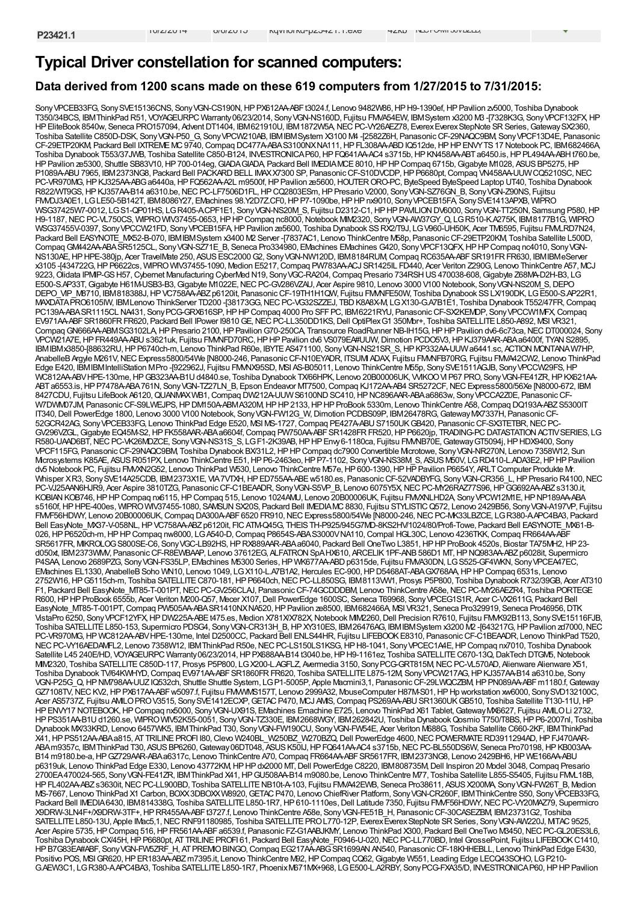| P23421.1 | 10/2/2014 | 6/6/2015 | kqvnork0-p23421.1.exe | 42kb | NEC PC-MY30VBZED, | |
|---|---|---|---|---|---|---|

# Typical Driver constellation for scanned computers:

## Data derived from 1200 scans made on these 619 computers from 1/27/2015 to 7/31/2015:

Sony VPCEB33FG, Sony SVE15136CNS, Sony VGN-CS190N, HP PX612AA-ABF t3024.f, Lenovo 9482W86, HP H9-1390ef, HP Pavilion zv5000, Toshiba Dynabook T350/34BCS, IBM ThinkPad R51, VOYAGEURPC Warranty 06/23/2014, Sony VGN-NS160D, Fujitsu FMVA54EW, IBM System x3200 M3 -[7328K3G, Sony VPCF132FX, HP HP EliteBook 8540w, Seneca PRO157094, Advent DT1404, IBM 621910U, IBM 1872W5A, NEC PC-VY26AEZ78, Everex Everex StepNote SR Series, Gateway SX2360, Toshiba Satellite C850D-DSK, Sony VGN-P50_G, Sony VPCW210AB, IBM IBM System x3100 M4 -[2582Z6H, Panasonic CF-29NAQC9BM, Sony VPCF13D4E, Panasonic CF-29ETP20KM, Packard Bell IXTREME MC 9740, Compaq DC477A-ABA S3100NX NA111, HP FL308AA-ABD IQ512de, HP HP ENVY TS 17 Notebook PC, IBM 682466A, Toshiba Dynabook T553/37JWB, Toshiba Satellite C850-B124, INVESTRONICA P60, HP FQ641AA-AC4 s3715b, HP KN458AA-ABT a6450.is, HP PL494AA-ABH t760.be, HP Pavilion ze5300, Shuttle SB83V10, HP 700-014eg, GIADA GIADA, Packard Bell IMEDIA MCE 8010, HP HP Compaq 6715b, Gigabyte M1028, ASUS BP5275, HP P1089A-ABU 7965, IBM 2373NG8, Packard Bell PACKARD BELL IMAX X7300 SP, Panasonic CF-S10DVCDP, HP P6680pt, Compaq VN458AA-UUW CQ5210SC, NEC PC-VR970MG, HP KJ325AA-ABG a6440a, HP FQ562AA-A2L m9500f, HP Pavilion ze5600, HOUTER ORO-PC, ByteSpeed ByteSpeed Laptop UT40, Toshiba Dynabook R822/WT9GS, HP KJ357AA-B14 a6310.be, NEC PC-LF7506D1FL, HP CQ2803ESm, HP Presario V2000, Sony VGN-SZ76GN_B, Sony VGN-Z90NS, Fujitsu FMVDJ3A0E1, LG LE50-5B142T, IBM 8086Y27, EMachines 98.Y2D7Z.CF0, HP P7-1090be, HP HP nx9010, Sony VPCEB15FA, Sony SVE1413APXB, WIPRO WSG37425W7-0012, LG S1-QP01HS, LG R405-A.CPF1E1, Sony VGN-NS20M_S, Fujitsu D2312-C1, HP HP PAVILION DV6000, Sony VGN-TT250N, Samsung P580, HP H9-1187, NEC PC-VL750CS, WIPRO WIV37455-0653, HP HP Compaq nc8000, Notebook MIM2320, Sony VGN-AW37GY_Q, LG R510-K.A275K, IBM 8177B1G, WIPRO WSG37455W-0397, Sony VPCCW21FD, Sony VPCEB15FA, HP Pavilion ze5600, Toshiba Dynabook SS RX2/T9J, LG V960-UH50K, Acer TM6595, Fujitsu FMVLRD7N24, Packard Bell EASYNOTE_MX52-B-070, IBM IBM System x3400 M2 Server -[7837AC1, Lenovo ThinkCentre M58p, Panasonic CF-29ETP20KM, Toshiba Satellite L500D, Compaq GM442AA-ABA SR5125CL, Sony VGN-SZ71E_B, Seneca Pro334980, EMachines EMachines G420, Sony VPCF13QFX, HP HP Compaq nc4010, Sony VGN-NS130AE, HP HPE-380jp, Acer TravelMate 250, ASUS ESC2000 G2, Sony VGN-NW120D, IBM 8184RUM, Compaq RC635AA-ABF SR191FR FR630, IBM IBM eServer x3105 -[434722G, HP P6622cs, WIPRO WIV37455-1090, Medion E5217, Compaq PW783AA-ACJ SR1425IL FD440, Acer Veriton Z290G, Lenovo ThinkCentre A57, MCJ 9223, Olidata IPMIP-GS H57, Cybernet Manufacturing CyberMed N19, Sony VGC-RA204, Compaq Presario 734RSH US 470038-608, Gigabyte Z68MA-D2H-B3, LG E500-S.AP33T, Gigabyte H61M-USB3-B3, Gigabyte M1022E, NEC PC-GV286VZAU, Acer Aspire 9810, Lenovo 3000 V100 Notebook, Sony VGN-NS20M_S, DEPO DEPO_VIP_M8710, IBM 818388J, HP VC758AA-ABZ p6120it, Panasonic CF-19TH1H1QW, Fujitsu FMVNFE50W, Toshiba Dynabook SS LX/190DK, LG E500-S.AP22R1, MAXDATA PRO6105IW, IBM Lenovo ThinkServer TD200 -[38173GG, NEC PC-VG32SZZEJ, TBD K8A8X-M, LG X130-G.A7B1E1, Toshiba Dynabook T552/47FR, Compaq PC139A-ABA SR1115CL NA431, Sony PCG-GRX616SP, HP HP Compaq 4000 Pro SFF PC, IBM 6221RYU, Panasonic CF-SX2KEMDP, Sony VPCCW1MFX, Compaq EV971AA-ABF SR1860FR FR620, Packard Bell IPower I9810 GE, NEC PC-LL350DD1KS, Dell OptiPlex G1 350Mbr+, Toshiba SATELLITE L850-A892, MSI VR321, Compaq GN666AA-ABM SG3102LA, HP Presario 2100, HP Pavilion G70-250CA, Transource RoadRunner NB-IH15G, HP HP Pavilion dv6-6c73ca, NEC DT000024, Sony VPCW21A7E, HP FR449AA-ABU s3621uk, Fujitsu FMVNFD70RC, HP HP Pavilion dv6 VS079EA#UUW, Dimotion PCDO5V3, HP KJ379AAR-ABA a6400f, TYAN S2895, IBM IBM x3850-[88632RU, HP P6740ch-m, Lenovo ThinkPad R60e, IBYTE AS471100, Sony VGN-NS21SR_S, HP KP332AA-UUW a6441.sc, ACTION MONTANA W7HP, AnabelleB Argyle M261V, NEC Express5800/54We [N8000-246, Panasonic CF-N10EYADR, ITSUMI ADAX, Fujitsu FMVNFB70RG, Fujitsu FMVA42CW2, Lenovo ThinkPad Edge E420, IBM IBM IntelliStation M Pro -[922962J, Fujitsu FMVNX95SD, MSI AS-B05011, Lenovo ThinkCentre M55p, Sony SVE1511AGJB, Sony VPCCW29FS, HP WC812AA-ABV HPE-130me, HP GB323AA-B1U d4840.se, Toshiba Dynabook TX/66HPK, Lenovo 20B00006UK, VVIKOO VI P67 PRO, Sony VGN-FE41ZR, HP KX621AA-ABT a6553.is, HP P7478A-ABA 761N, Sony VGN-TZ27LN_B, Epson Endeavor MT7500, Compaq KJ172AA-AB4 SR5272CF, NEC Express5800/56Xe [N8000-672, IBM 8427CDU, Fujitsu LifeBook A6120, QUANMAX WB1, Compaq DW212A-UUW S6100ND SC410, HP NC896AAR-ABA a6863w, Sony VPCCA2Z0E, Panasonic CF-W7DWM07JM, Panasonic CF-S9LWEJPS, HP DM150A-ABM A320M, HP HP 2133, HP HP ProBook 5330m, Lenovo ThinkCentre A58, Compaq DQ193A-ABZ S5300IT IT340, Dell PowerEdge 1800, Lenovo 3000 V100 Notebook, Sony VGN-FW12G_W, Dimotion PCDBS09P, IBM 26478RG, Gateway MX7337H, Panasonic CF-52GCR42AG, Sony VPCEB33FG, Lenovo ThinkPad Edge E520, MSI MS-1727, Compaq PE427A-ABU S7150UK GB420, Panasonic CF-SX3TETBR, NEC PC-GV296VZGL, Gigabyte EQ45M-S2, HP FK558AAR-ABA a6604f, Compaq PW750AA-ABF SR1428FR FR520, HP P6620jp, TRADING-PC DATASTATION ACTIV SERIES, LG R580-UAAD6BT, NEC PC-VK26MDZCE, Sony VGN-NS31S_S, LG F1-2K39AB, HP HP Envy 6-1180ca, Fujitsu FMVNB70E, Gateway GT5094j, HP HDX9400, Sony VPCF115FG, Panasonic CF-29NAQC9BM, Toshiba Dynabook BX/31L2, HP HP Compaq dc7900 Convertible Microtowe, Sony VGN-NR270N, Lenovo 7358W12, Sun Microsystems K85AE, ASUS R051PX, Lenovo ThinkCentre E51, HP P6-2463eo, HP P7-1102, Sony VGN-NS38M_S, ASUS M50V, LG RD410-L.ADA3E2, HP HP Pavilion dv5 Notebook PC, Fujitsu FMVXN2G52, Lenovo ThinkPad W530, Lenovo ThinkCentre M57e, HP 600-1390, HP HP Pavilion P6654Y, ARLT Computer Produkte Mr. Whisper X R3, Sony SVE14A25CDB, IBM 2373X1E, VIA 7VTXH, HP ED755AA-ABE w5180.es, Panasonic CF-52VADBYFG, Sony VGN-CR356_L, HP Presario R4100, NEC PC-VJ25AAN6HJR9, Acer Aspire 3810TZG, Panasonic CF-C1BEAADR, Sony VGN-S5VP_B, Lenovo 6075Y5X, NEC PC-MY26RAZ77S96, HP GG692AA-ABZ s3130.it, KOBIAN KOB746, HP HP Compaq nx6115, HP Compaq 515, Lenovo 1024AMU, Lenovo 20B00006UK, Fujitsu FMVXNLHD2A, Sony VPCW12M1E, HP NP189AA-ABA s5160f, HP HPE-400es, WIPRO WIV37455-1080, SAMSUN SX20S, Packard Bell IMEDIA MC 8830, Fujitsu STYLISTIC Q572, Lenovo 2429B56, Sony VGN-A197VP, Fujitsu FMVF56HDWY, Lenovo 20B00006UK, Compaq DA300A-ABF 6520 FR910, NEC Express5800/54We [N8000-246, NEC PC-MK33LBZCE, LG R380-A.APC4BA3, Packard Bell EasyNote_MX37-V-058NL, HP VC758AA-ABZ p6120it, FIC ATM-Q45G, THEIS TH-P925/945G7MD-8KS2HV/1024/80/Profi-Towe, Packard Bell EASYNOTE_MX61-B-026, HP P6520ch-m, HP HP Compaq nw8000, LG A540-D, Compaq P8654S-ABA S3000V NA110, Compal HGL30C, Lenovo 4236TKK, Compaq FR664AA-ABF SR5617FR, MIKROLOG S800SE-C6, Sony VGC-LB92HS, HP RX889AAR-ABA a6040, Packard Bell OneTwo L3851, HP HP ProBook 4520s, Biostar TA75MH2, HP 23-d050xt, IBM 2373WMV, Panasonic CF-R8EWBAAP, Lenovo 37612EG, ALFATRON SpA HX610, ARCELIK 1PF-ANB 586D1 MT, HP NQ983AA-ABZ p6028it, Supermicro P4SAA, Lenovo 2689PZG, Sony VGN-FS35LP, EMachines M5300 Series, HP WK677AA-ABD p6315de, Fujitsu FMVA30DN, LG S525-GF4WKN, Sony VPCEA47EC, EMachines EL1330, AnabelleB Soho WN10, Lenovo 1049, LG X110-L.A7B1A2, Hercules EC-900, HP D5468AT-ABA GX768AA, HP HP Compaq 6531s, Lenovo 2752W16, HP G5115ch-m, Toshiba SATELLITE C870-181, HP P6640ch, NEC PC-LL850SG, IBM 8113VW1, Prosys P5P800, Toshiba Dynabook R732/39GB, Acer AT310 F1, Packard Bell EasyNote_MT85-T-001PT, NEC PC-GV256CLAJ, Panasonic CF-74GCDDDBM, Lenovo ThinkCentre A58e, NEC PC-MY26AEZR4, Toshiba PORTEGE R600, HP HP ProBook 6555b, Acer Veriton M200-Q57, Mecer X107, Dell PowerEdge 1600SC, Seneca T69968, Sony VPCEG1S1R, Acer C-VX2611G, Packard Bell EasyNote_MT85-T-001PT, Compaq PW505AA-ABA SR1410NX NA520, HP Pavilion ze8500, IBM 682466A, MSI VR321, Seneca Pro329919, Seneca Pro46956, DTK VistaPro 6250, Sony VPCF12YFX, HP DW225A-ABE t475.es, Medion X781X/X782X, Notebook MIM2260, Dell Precision R7610, Fujitsu FMVK92B113, Sony SVE15116FJB, Toshiba SATELLITE L850-153, Supermicro PDSG4, Sony VGN-CR313H_B, HP XY310ES, IBM 26476AG, IBM IBM System x3200 M2 -[643217G, HP Pavilion zd7000, NEC PC-VR970MG, HP WC812AA-ABV HPE-130me, Intel D2500CC, Packard Bell ENLS44HR, Fujitsu LIFEBOOK E8310, Panasonic CF-C1BEAADR, Lenovo ThinkPad T520, NEC PC-VY16AEDAMFL2, Lenovo 7358W12, IBM ThinkPad R50e, NEC PC-LS150LS1KSG, HP H8-1041, Sony VPCEC1A4E, HP Compaq nx7010, Toshiba Dynabook Satellite L45 240E/HD, VOYAGEURPC Warranty 06/23/2014, HP PX688AA-B14 t3040.be, HP H9-1161ez, Toshiba SATELLITE C670-13Q, DakTech DTGM5, Notebook MIM2320, Toshiba SATELLITE C850D-117, Prosys P5P800, LG X200-L.AGFLZ, Avermedia 3150, Sony PCG-GRT815M, NEC PC-VL570AD, Alienware Alienware X51, Toshiba Dynabook TV/64KWHYD, Compaq EV971AA-ABF SR1860FR FR620, Toshiba SATELLITE L875-12M, Sony VPCW217AG, HP KJ357AA-B14 a6310.be, Sony VGN-P25G_Q, HP NM798AA-UUZ IQ532ch, Shuttle Shuttle System, LG P1-5005P, Apple Macmini3,1, Panasonic CF-29LWQCZBM, HP PN089AA-ABF m1180.f, Gateway GZ7108TV, NEC KV2, HP PX617AA-ABF w5097.f, Fujitsu FMVMS157T, Lenovo 2999A32, MouseComputer H87M-S01, HP Hp workstation xw6000, Sony SVD132100C, Acer AS5737Z, Fujitsu AMILO PRO V3515, Sony SVE1412ECXP, GETAC P470, MCJ AMIS, Compaq PS269AA-ABU SR1360UK GB510, Toshiba Satellite T130-11U, HP HP ENVY17 NOTEBOOK, HP Compaq nx5000, Sony VGN-UX91S, EMachines Emachine E725, Lenovo ThinkPad X61 Tablet, Gateway MX6627, Fujitsu AMILO Li 2732, HP PS351AA-B1U d1260.se, WIPRO WIV52K55-0051, Sony VGN-TZ330E, IBM 2668WGY, IBM 262842U, Toshiba Dynabook Qosmio T750/T8BS, HP P6-2007nl, Toshiba Dynabook MX/33KRD, Lenovo 6457WK5, IBM ThinkPad T30, Sony VGN-FW190CU, Sony VGN-FW54E, Acer Veriton M688G, Toshiba Satellite C660-2KF, IBM ThinkPad X41, HP PS512AA-ABA a815, AT TRILINE PROFI I80, Clevo W240BL_W250BZ_W270BZQ, Dell PowerEdge 4600, NEC POWERMATE RD3911294AD, HP FJ470AAR-ABA m9357c, IBM ThinkPad T30, ASUS BP6260, Gateway 06DT048, ASUS K50IJ, HP FQ641AA-AC4 s3715b, NEC PC-BL550DS6W, Seneca Pro70198, HP KB003AA-B14 m9180.be-a, HP GZ729AAR-ABA a6317c, Lenovo ThinkCentre A70, Compaq FR664AA-ABF SR5617FR, IBM 2373NG8, Lenovo 2429BH6, HP WE166AA-ABU p6319uk, Lenovo ThinkPad Edge E330, Lenovo 43772KM, HP HP dx2000 MT, Dell PowerEdge C8220, IBM 808735M, Dell Inspiron 20 Model 3048, Compaq Presario 2700EA 470024-565, Sony VGN-FE41ZR, IBM ThinkPad X41, HP GU508AA-B14 m9080.be, Lenovo ThinkCentre M77, Toshiba Satellite L855-S5405, Fujitsu FMVL18B, HP FL402AA-ABZ s3630it, NEC PC-LL900BD, Toshiba SATELLITE NB10t-A-103, Fujitsu FMVA42EWB, Seneca Pro38611, ASUS X200MA, Sony VGN-FW26T_B, Medion MS-7667, Lenovo ThinkPad X1 Carbon, BOXX 3DBOXX W8920, GETAC P470, Lenovo ChiefRiver Platform, Sony VGN-CR260F, IBM ThinkCentre S50, Sony VPCEB33FG, Supermicro X9DRW-3LN4F+/X9DRW-3TF+, HP RR455AA-ABF t3727.f, Lenovo ThinkCentre A58e, Sony VGN-FE51B_H, Panasonic CF-30CASEZBM, IBM 23731G2, Toshiba SATELLITE L850-13U, Apple IMac5,1, NEC RNF91180985, Toshiba SATELLITE PRO L770-12P, Everex Everex StepNote SR Series, Sony VGN-AW220J, MITAC 9525, Acer Aspire 5735, HP Compaq 516, HP FR561AA-ABF a6539.f, Panasonic FZ-G1AABJKMY, Lenovo ThinkPad X300, Packard Bell OneTwo M3450, NEC PC-GL20ES3L6, Toshiba Dynabook CX/45H, HP P6680pt, AT TRILINE PROFI 61, Packard Bell EasyNote_F0946-U-020, NEC PC-LL770BD, Intel GrossePoint, Fujitsu LIFEBOOK C1410, HP B7G83EA#ABF, Sony VGN-FW5ZRF_H, AT PREMIO BINGO, Compaq EG217AA-ABG SR1699AN AN540, Panasonic CF-18KHHEBLL, Lenovo ThinkPad Edge E430, Positivo POS, MSI GR620, HP ER183AA-ABZ m7395.it, Lenovo ThinkCentre M92, HP Compaq CQ62, Gigabyte W551, Leading Edge LECQ43SOHO, LG P210-G.AEW3C1, LG R380-A.APC4BA3, Toshiba SATELLITE L850-1R7, Phoenix M671MX+968, LG E500-L.A2RBY, Sony PCG-FXA35/D, INVESTRONICA P60, HP HP Pavilion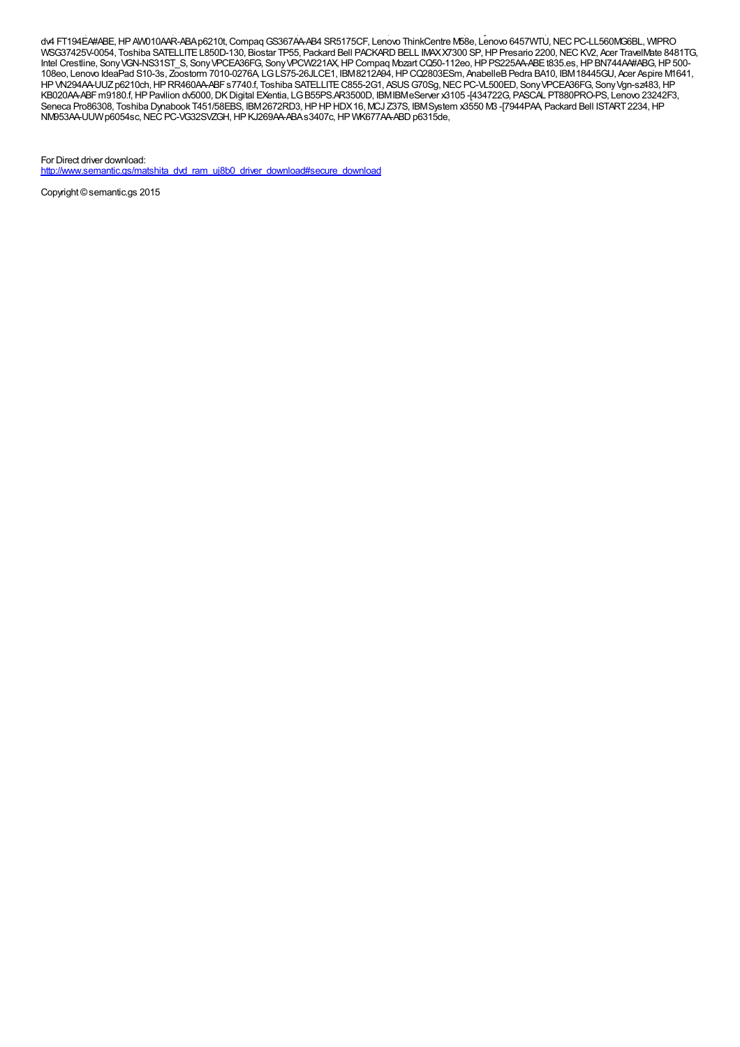dv4 FT194EA#ABE, HP AW010AAR-ABA p6210t, Compaq GS367AA-AB4 SR5175CF, Lenovo ThinkCentre M58e, Lenovo 6457WTU, NEC PC-LL560MG6BL, WIPRO WSG37425V-0054, Toshiba SATELLITE L850D-130, Biostar TP55, Packard Bell PACKARD BELL IMAX X7300 SP, HP Presario 2200, NEC KV2, Acer TravelMate 8481TG, Intel Crestline, Sony VGN-NS31ST_S, Sony VPCEA36FG, Sony VPCW221AX, HP Compaq Mozart CQ50-112eo, HP PS225AA-ABE t835.es, HP BN744AA#ABG, HP 500-108eo, Lenovo IdeaPad S10-3s, Zoostorm 7010-0276A, LG LS75-26JLCE1, IBM 8212A94, HP CQ2803ESm, AnabelleB Pedra BA10, IBM 18445GU, Acer Aspire M1641, HP VN294AA-UUZ p6210ch, HP RR460AA-ABF s7740.f, Toshiba SATELLITE C855-2G1, ASUS G70Sg, NEC PC-VL500ED, Sony VPCEA36FG, Sony Vgn-sz483, HP KB020AA-ABF m9180.f, HP Pavilion dv5000, DK Digital EXentia, LG B55PS.AR3500D, IBM IBM eServer x3105 -[434722G, PASCAL PT880PRO-PS, Lenovo 23242F3, Seneca Pro86308, Toshiba Dynabook T451/58EBS, IBM 2672RD3, HP HP HDX 16, MCJ Z37S, IBM System x3550 M3 -[7944PAA, Packard Bell ISTART 2234, HP NM953AA-UUW p6054sc, NEC PC-VG32SVZGH, HP KJ269AA-ABA s3407c, HP WK677AA-ABD p6315de,

For Direct driver download:
http://www.semantic.gs/matshita_dvd_ram_uj8b0_driver_download#secure_download

Copyright © semantic.gs 2015